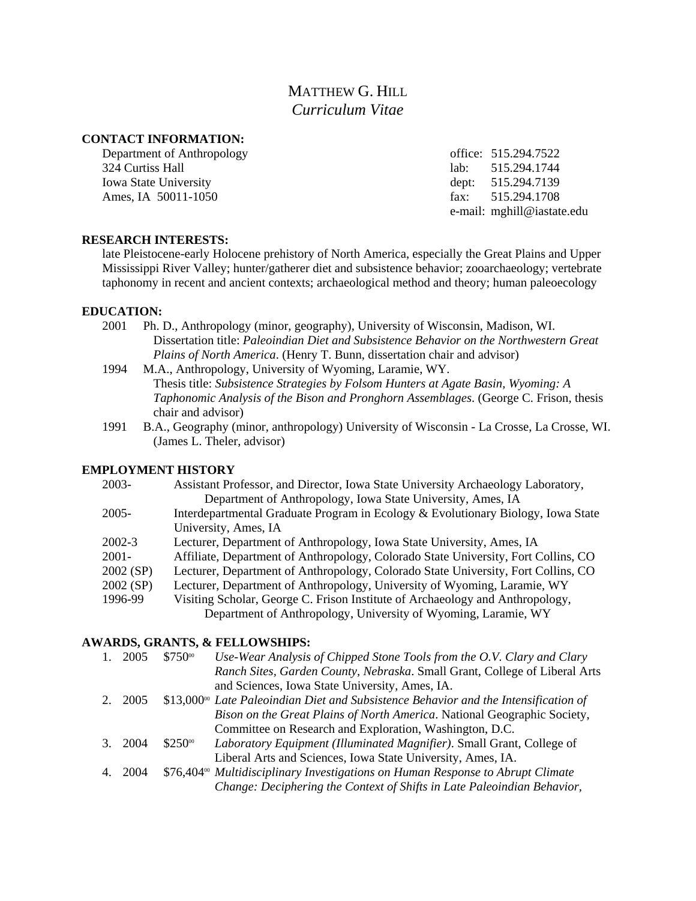# MATTHEW G. HILL
*Curriculum Vitae*

## CONTACT INFORMATION:

Department of Anthropology
324 Curtiss Hall
Iowa State University
Ames, IA 50011-1050

office: 515.294.7522
lab: 515.294.1744
dept: 515.294.7139
fax: 515.294.1708
e-mail: mghill@iastate.edu

## RESEARCH INTERESTS:

late Pleistocene-early Holocene prehistory of North America, especially the Great Plains and Upper Mississippi River Valley; hunter/gatherer diet and subsistence behavior; zooarchaeology; vertebrate taphonomy in recent and ancient contexts; archaeological method and theory; human paleoecology

## EDUCATION:

- 2001 Ph. D., Anthropology (minor, geography), University of Wisconsin, Madison, WI. Dissertation title: *Paleoindian Diet and Subsistence Behavior on the Northwestern Great Plains of North America*. (Henry T. Bunn, dissertation chair and advisor)
- 1994 M.A., Anthropology, University of Wyoming, Laramie, WY. Thesis title: *Subsistence Strategies by Folsom Hunters at Agate Basin, Wyoming: A Taphonomic Analysis of the Bison and Pronghorn Assemblages*. (George C. Frison, thesis chair and advisor)
- 1991 B.A., Geography (minor, anthropology) University of Wisconsin - La Crosse, La Crosse, WI. (James L. Theler, advisor)

## EMPLOYMENT HISTORY

- 2003- Assistant Professor, and Director, Iowa State University Archaeology Laboratory, Department of Anthropology, Iowa State University, Ames, IA
- 2005- Interdepartmental Graduate Program in Ecology & Evolutionary Biology, Iowa State University, Ames, IA
- 2002-3 Lecturer, Department of Anthropology, Iowa State University, Ames, IA
- 2001- Affiliate, Department of Anthropology, Colorado State University, Fort Collins, CO
- 2002 (SP) Lecturer, Department of Anthropology, Colorado State University, Fort Collins, CO
- 2002 (SP) Lecturer, Department of Anthropology, University of Wyoming, Laramie, WY
- 1996-99 Visiting Scholar, George C. Frison Institute of Archaeology and Anthropology, Department of Anthropology, University of Wyoming, Laramie, WY

## AWARDS, GRANTS, & FELLOWSHIPS:

1. 2005 $750.00 *Use-Wear Analysis of Chipped Stone Tools from the O.V. Clary and Clary Ranch Sites, Garden County, Nebraska*. Small Grant, College of Liberal Arts and Sciences, Iowa State University, Ames, IA.
2. 2005 $13,000.00 *Late Paleoindian Diet and Subsistence Behavior and the Intensification of Bison on the Great Plains of North America*. National Geographic Society, Committee on Research and Exploration, Washington, D.C.
3. 2004 $250.00 *Laboratory Equipment (Illuminated Magnifier)*. Small Grant, College of Liberal Arts and Sciences, Iowa State University, Ames, IA.
4. 2004 $76,404.00 *Multidisciplinary Investigations on Human Response to Abrupt Climate Change: Deciphering the Context of Shifts in Late Paleoindian Behavior,*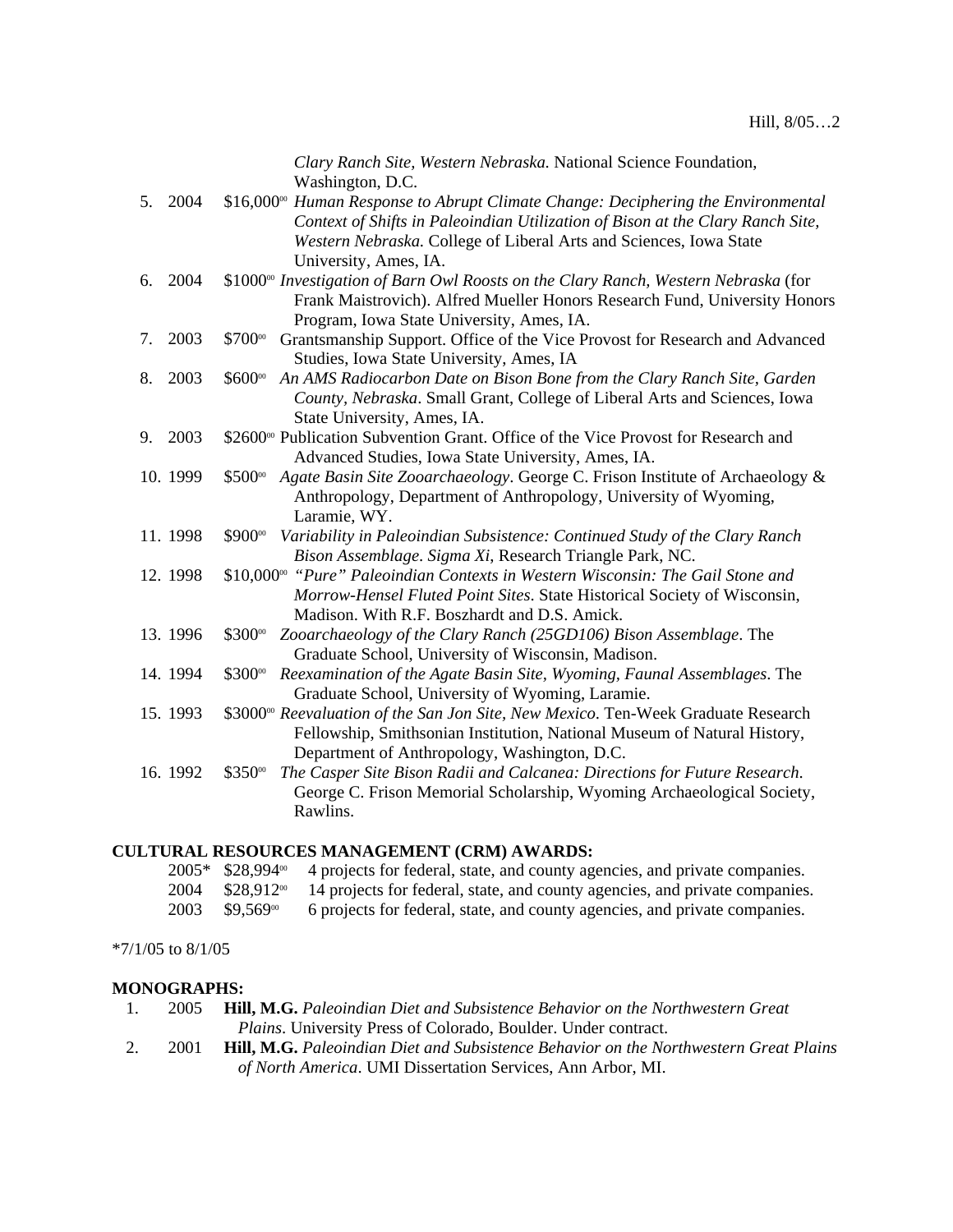*Clary Ranch Site, Western Nebraska.* National Science Foundation, Washington, D.C.

5. 2004 $16,000.00 *Human Response to Abrupt Climate Change: Deciphering the Environmental Context of Shifts in Paleoindian Utilization of Bison at the Clary Ranch Site, Western Nebraska.* College of Liberal Arts and Sciences, Iowa State University, Ames, IA.
6. 2004 $1000.00 *Investigation of Barn Owl Roosts on the Clary Ranch, Western Nebraska* (for Frank Maistrovich). Alfred Mueller Honors Research Fund, University Honors Program, Iowa State University, Ames, IA.
7. 2003 $700.00 Grantsmanship Support. Office of the Vice Provost for Research and Advanced Studies, Iowa State University, Ames, IA
8. 2003 $600.00 *An AMS Radiocarbon Date on Bison Bone from the Clary Ranch Site, Garden County, Nebraska*. Small Grant, College of Liberal Arts and Sciences, Iowa State University, Ames, IA.
9. 2003 $2600.00 Publication Subvention Grant. Office of the Vice Provost for Research and Advanced Studies, Iowa State University, Ames, IA.
10. 1999 $500.00 *Agate Basin Site Zooarchaeology*. George C. Frison Institute of Archaeology & Anthropology, Department of Anthropology, University of Wyoming, Laramie, WY.
11. 1998 $900.00 *Variability in Paleoindian Subsistence: Continued Study of the Clary Ranch Bison Assemblage*. *Sigma Xi*, Research Triangle Park, NC.
12. 1998 $10,000.00 *"Pure" Paleoindian Contexts in Western Wisconsin: The Gail Stone and Morrow-Hensel Fluted Point Sites*. State Historical Society of Wisconsin, Madison. With R.F. Boszhardt and D.S. Amick.
13. 1996 $300.00 *Zooarchaeology of the Clary Ranch (25GD106) Bison Assemblage*. The Graduate School, University of Wisconsin, Madison.
14. 1994 $300.00 *Reexamination of the Agate Basin Site, Wyoming, Faunal Assemblages*. The Graduate School, University of Wyoming, Laramie.
15. 1993 $3000.00 *Reevaluation of the San Jon Site, New Mexico*. Ten-Week Graduate Research Fellowship, Smithsonian Institution, National Museum of Natural History, Department of Anthropology, Washington, D.C.
16. 1992 $350.00 *The Casper Site Bison Radii and Calcanea: Directions for Future Research*. George C. Frison Memorial Scholarship, Wyoming Archaeological Society, Rawlins.

**CULTURAL RESOURCES MANAGEMENT (CRM) AWARDS:**

2005* $28,994.00 4 projects for federal, state, and county agencies, and private companies.
2004 $28,912.00 14 projects for federal, state, and county agencies, and private companies.
2003 $9,569.00 6 projects for federal, state, and county agencies, and private companies.

*7/1/05 to 8/1/05

**MONOGRAPHS:**

1. 2005 **Hill, M.G.** *Paleoindian Diet and Subsistence Behavior on the Northwestern Great Plains*. University Press of Colorado, Boulder. Under contract.
2. 2001 **Hill, M.G.** *Paleoindian Diet and Subsistence Behavior on the Northwestern Great Plains of North America*. UMI Dissertation Services, Ann Arbor, MI.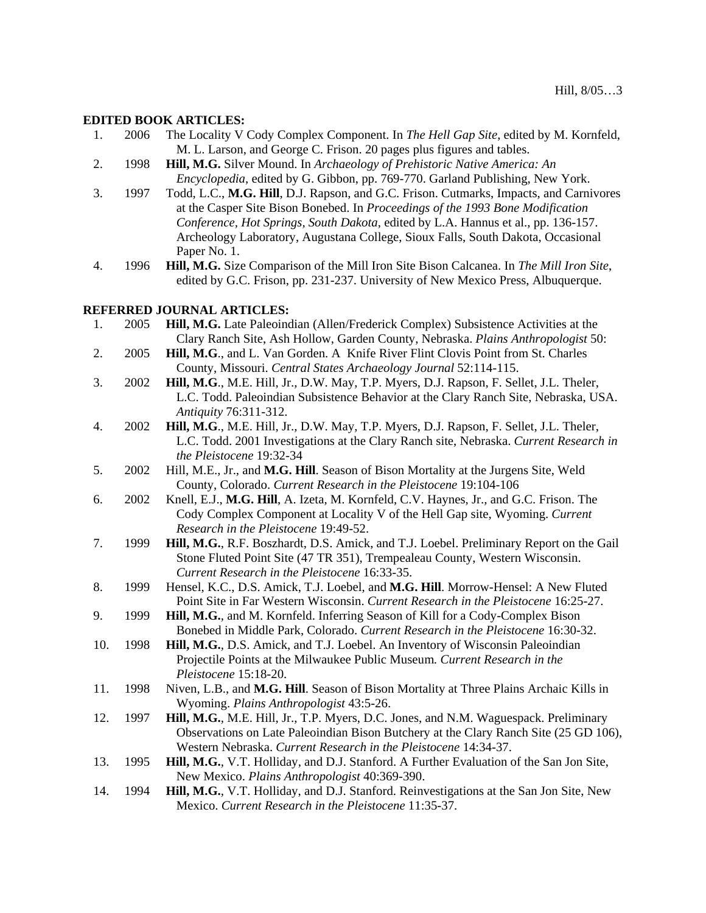**EDITED BOOK ARTICLES:**

1. 2006 The Locality V Cody Complex Component. In *The Hell Gap Site*, edited by M. Kornfeld, M. L. Larson, and George C. Frison. 20 pages plus figures and tables.
2. 1998 **Hill, M.G.** Silver Mound. In *Archaeology of Prehistoric Native America: An Encyclopedia*, edited by G. Gibbon, pp. 769-770. Garland Publishing, New York.
3. 1997 Todd, L.C., **M.G. Hill**, D.J. Rapson, and G.C. Frison. Cutmarks, Impacts, and Carnivores at the Casper Site Bison Bonebed. In *Proceedings of the 1993 Bone Modification Conference, Hot Springs, South Dakota*, edited by L.A. Hannus et al., pp. 136-157. Archeology Laboratory, Augustana College, Sioux Falls, South Dakota, Occasional Paper No. 1.
4. 1996 **Hill, M.G.** Size Comparison of the Mill Iron Site Bison Calcanea. In *The Mill Iron Site*, edited by G.C. Frison, pp. 231-237. University of New Mexico Press, Albuquerque.

**REFERRED JOURNAL ARTICLES:**

1. 2005 **Hill, M.G.** Late Paleoindian (Allen/Frederick Complex) Subsistence Activities at the Clary Ranch Site, Ash Hollow, Garden County, Nebraska. *Plains Anthropologist* 50:
2. 2005 **Hill, M.G**., and L. Van Gorden. A Knife River Flint Clovis Point from St. Charles County, Missouri. *Central States Archaeology Journal* 52:114-115.
3. 2002 **Hill, M.G**., M.E. Hill, Jr., D.W. May, T.P. Myers, D.J. Rapson, F. Sellet, J.L. Theler, L.C. Todd. Paleoindian Subsistence Behavior at the Clary Ranch Site, Nebraska, USA. *Antiquity* 76:311-312.
4. 2002 **Hill, M.G**., M.E. Hill, Jr., D.W. May, T.P. Myers, D.J. Rapson, F. Sellet, J.L. Theler, L.C. Todd. 2001 Investigations at the Clary Ranch site, Nebraska. *Current Research in the Pleistocene* 19:32-34
5. 2002 Hill, M.E., Jr., and **M.G. Hill**. Season of Bison Mortality at the Jurgens Site, Weld County, Colorado. *Current Research in the Pleistocene* 19:104-106
6. 2002 Knell, E.J., **M.G. Hill**, A. Izeta, M. Kornfeld, C.V. Haynes, Jr., and G.C. Frison. The Cody Complex Component at Locality V of the Hell Gap site, Wyoming. *Current Research in the Pleistocene* 19:49-52.
7. 1999 **Hill, M.G.**, R.F. Boszhardt, D.S. Amick, and T.J. Loebel. Preliminary Report on the Gail Stone Fluted Point Site (47 TR 351), Trempealeau County, Western Wisconsin. *Current Research in the Pleistocene* 16:33-35.
8. 1999 Hensel, K.C., D.S. Amick, T.J. Loebel, and **M.G. Hill**. Morrow-Hensel: A New Fluted Point Site in Far Western Wisconsin. *Current Research in the Pleistocene* 16:25-27.
9. 1999 **Hill, M.G.**, and M. Kornfeld. Inferring Season of Kill for a Cody-Complex Bison Bonebed in Middle Park, Colorado. *Current Research in the Pleistocene* 16:30-32.
10. 1998 **Hill, M.G.**, D.S. Amick, and T.J. Loebel. An Inventory of Wisconsin Paleoindian Projectile Points at the Milwaukee Public Museum*. Current Research in the Pleistocene* 15:18-20.
11. 1998 Niven, L.B., and **M.G. Hill**. Season of Bison Mortality at Three Plains Archaic Kills in Wyoming. *Plains Anthropologist* 43:5-26.
12. 1997 **Hill, M.G.**, M.E. Hill, Jr., T.P. Myers, D.C. Jones, and N.M. Waguespack. Preliminary Observations on Late Paleoindian Bison Butchery at the Clary Ranch Site (25 GD 106), Western Nebraska. *Current Research in the Pleistocene* 14:34-37.
13. 1995 **Hill, M.G.**, V.T. Holliday, and D.J. Stanford. A Further Evaluation of the San Jon Site, New Mexico. *Plains Anthropologist* 40:369-390.
14. 1994 **Hill, M.G.**, V.T. Holliday, and D.J. Stanford. Reinvestigations at the San Jon Site, New Mexico. *Current Research in the Pleistocene* 11:35-37.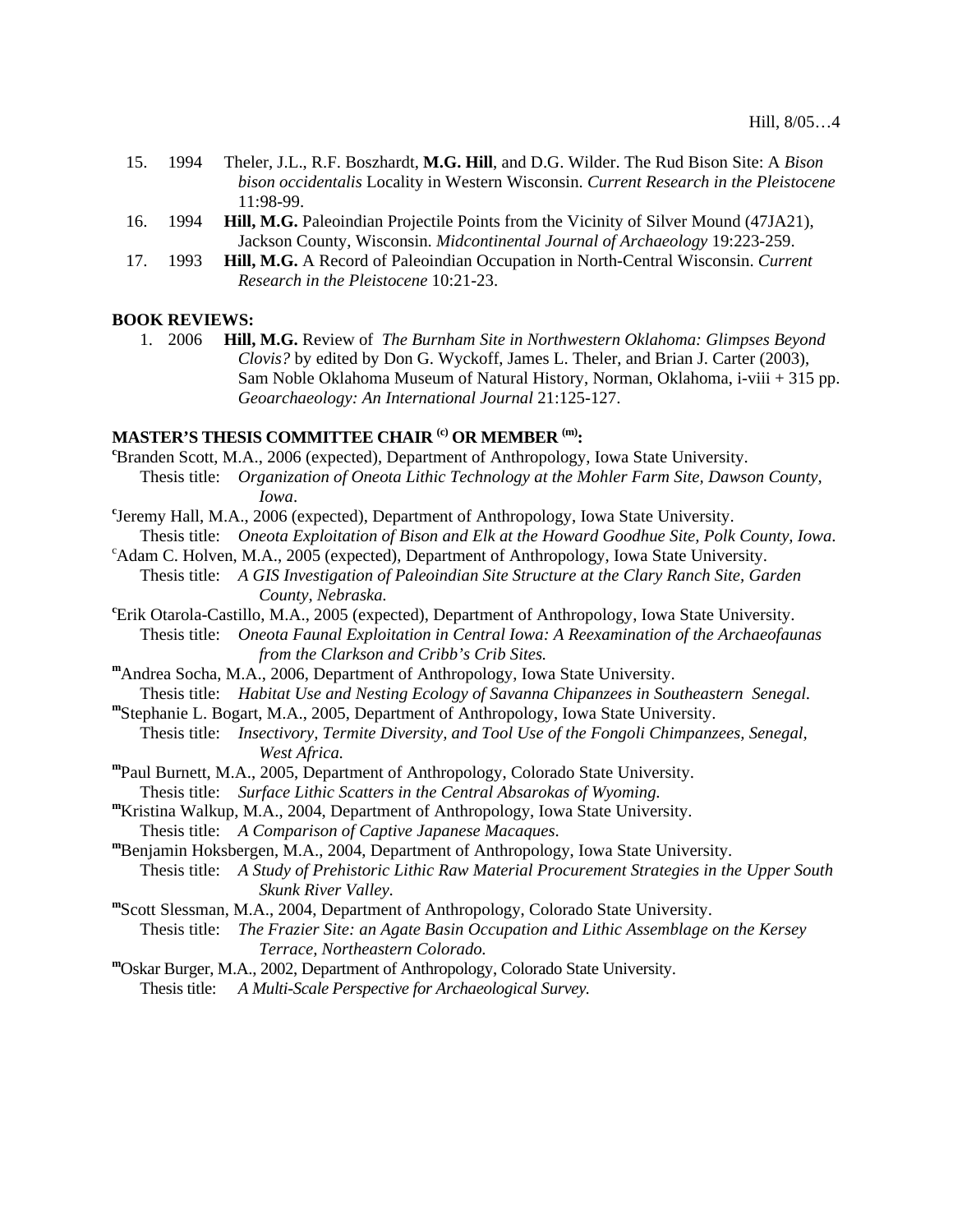15. 1994 Theler, J.L., R.F. Boszhardt, **M.G. Hill**, and D.G. Wilder. The Rud Bison Site: A *Bison bison occidentalis* Locality in Western Wisconsin. *Current Research in the Pleistocene* 11:98-99.
16. 1994 **Hill, M.G.** Paleoindian Projectile Points from the Vicinity of Silver Mound (47JA21), Jackson County, Wisconsin. *Midcontinental Journal of Archaeology* 19:223-259.
17. 1993 **Hill, M.G.** A Record of Paleoindian Occupation in North-Central Wisconsin. *Current Research in the Pleistocene* 10:21-23.

**BOOK REVIEWS:**

1. 2006 **Hill, M.G.** Review of *The Burnham Site in Northwestern Oklahoma: Glimpses Beyond Clovis?* by edited by Don G. Wyckoff, James L. Theler, and Brian J. Carter (2003), Sam Noble Oklahoma Museum of Natural History, Norman, Oklahoma, i-viii + 315 pp. *Geoarchaeology: An International Journal* 21:125-127.

**MASTER'S THESIS COMMITTEE CHAIR (c) OR MEMBER (m):**

[c]Branden Scott, M.A., 2006 (expected), Department of Anthropology, Iowa State University.
Thesis title: *Organization of Oneota Lithic Technology at the Mohler Farm Site, Dawson County, Iowa*.

[c]Jeremy Hall, M.A., 2006 (expected), Department of Anthropology, Iowa State University.
Thesis title: *Oneota Exploitation of Bison and Elk at the Howard Goodhue Site, Polk County, Iowa.*

[c]Adam C. Holven, M.A., 2005 (expected), Department of Anthropology, Iowa State University.
Thesis title: *A GIS Investigation of Paleoindian Site Structure at the Clary Ranch Site, Garden County, Nebraska.*

[c]Erik Otarola-Castillo, M.A., 2005 (expected), Department of Anthropology, Iowa State University.
Thesis title: *Oneota Faunal Exploitation in Central Iowa: A Reexamination of the Archaeofaunas from the Clarkson and Cribb's Crib Sites.*

[m]Andrea Socha, M.A., 2006, Department of Anthropology, Iowa State University.
Thesis title: *Habitat Use and Nesting Ecology of Savanna Chipanzees in Southeastern Senegal.*

[m]Stephanie L. Bogart, M.A., 2005, Department of Anthropology, Iowa State University.
Thesis title: *Insectivory, Termite Diversity, and Tool Use of the Fongoli Chimpanzees, Senegal, West Africa.*

[m]Paul Burnett, M.A., 2005, Department of Anthropology, Colorado State University.
Thesis title: *Surface Lithic Scatters in the Central Absarokas of Wyoming.*

[m]Kristina Walkup, M.A., 2004, Department of Anthropology, Iowa State University.
Thesis title: *A Comparison of Captive Japanese Macaques.*

[m]Benjamin Hoksbergen, M.A., 2004, Department of Anthropology, Iowa State University.
Thesis title: *A Study of Prehistoric Lithic Raw Material Procurement Strategies in the Upper South Skunk River Valley.*

[m]Scott Slessman, M.A., 2004, Department of Anthropology, Colorado State University.
Thesis title: *The Frazier Site: an Agate Basin Occupation and Lithic Assemblage on the Kersey Terrace, Northeastern Colorado.*

[m]Oskar Burger, M.A., 2002, Department of Anthropology, Colorado State University.
Thesis title: *A Multi-Scale Perspective for Archaeological Survey.*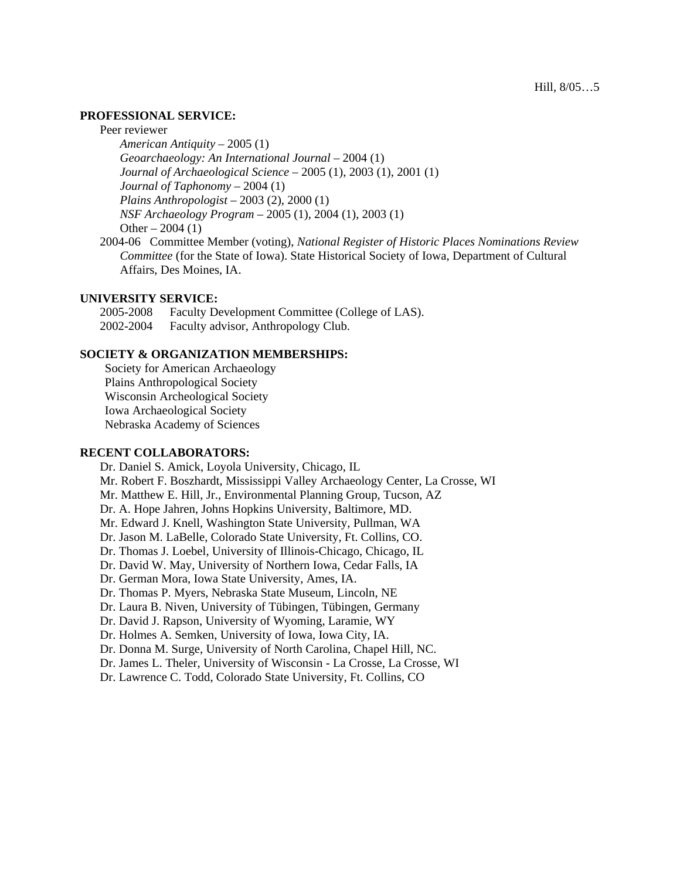## PROFESSIONAL SERVICE:

Peer reviewer

- *American Antiquity* – 2005 (1)
- *Geoarchaeology: An International Journal* – 2004 (1)
- *Journal of Archaeological Science* – 2005 (1), 2003 (1), 2001 (1)
- *Journal of Taphonomy* – 2004 (1)
- *Plains Anthropologist* – 2003 (2), 2000 (1)
- *NSF Archaeology Program* – 2005 (1), 2004 (1), 2003 (1)
- Other – 2004 (1)

2004-06 Committee Member (voting), *National Register of Historic Places Nominations Review Committee* (for the State of Iowa). State Historical Society of Iowa, Department of Cultural Affairs, Des Moines, IA.

## UNIVERSITY SERVICE:

2005-2008 Faculty Development Committee (College of LAS).
2002-2004 Faculty advisor, Anthropology Club.

## SOCIETY & ORGANIZATION MEMBERSHIPS:

Society for American Archaeology
Plains Anthropological Society
Wisconsin Archeological Society
Iowa Archaeological Society
Nebraska Academy of Sciences

## RECENT COLLABORATORS:

Dr. Daniel S. Amick, Loyola University, Chicago, IL
Mr. Robert F. Boszhardt, Mississippi Valley Archaeology Center, La Crosse, WI
Mr. Matthew E. Hill, Jr., Environmental Planning Group, Tucson, AZ
Dr. A. Hope Jahren, Johns Hopkins University, Baltimore, MD.
Mr. Edward J. Knell, Washington State University, Pullman, WA
Dr. Jason M. LaBelle, Colorado State University, Ft. Collins, CO.
Dr. Thomas J. Loebel, University of Illinois-Chicago, Chicago, IL
Dr. David W. May, University of Northern Iowa, Cedar Falls, IA
Dr. German Mora, Iowa State University, Ames, IA.
Dr. Thomas P. Myers, Nebraska State Museum, Lincoln, NE
Dr. Laura B. Niven, University of Tübingen, Tübingen, Germany
Dr. David J. Rapson, University of Wyoming, Laramie, WY
Dr. Holmes A. Semken, University of Iowa, Iowa City, IA.
Dr. Donna M. Surge, University of North Carolina, Chapel Hill, NC.
Dr. James L. Theler, University of Wisconsin - La Crosse, La Crosse, WI
Dr. Lawrence C. Todd, Colorado State University, Ft. Collins, CO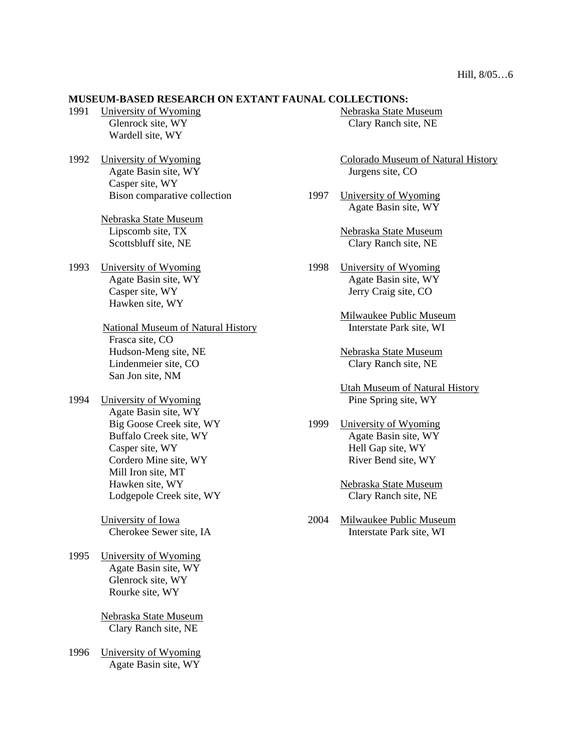**MUSEUM-BASED RESEARCH ON EXTANT FAUNAL COLLECTIONS:**

1991 University of Wyoming
- Glenrock site, WY
- Wardell site, WY

Nebraska State Museum
- Clary Ranch site, NE

1992 University of Wyoming
- Agate Basin site, WY
- Casper site, WY
- Bison comparative collection

Nebraska State Museum
- Lipscomb site, TX
- Scottsbluff site, NE

1993 University of Wyoming
- Agate Basin site, WY
- Casper site, WY
- Hawken site, WY

National Museum of Natural History
- Frasca site, CO
- Hudson-Meng site, NE
- Lindenmeier site, CO
- San Jon site, NM

1994 University of Wyoming
- Agate Basin site, WY
- Big Goose Creek site, WY
- Buffalo Creek site, WY
- Casper site, WY
- Cordero Mine site, WY
- Mill Iron site, MT
- Hawken site, WY
- Lodgepole Creek site, WY

University of Iowa
- Cherokee Sewer site, IA

1995 University of Wyoming
- Agate Basin site, WY
- Glenrock site, WY
- Rourke site, WY

Nebraska State Museum
- Clary Ranch site, NE

1996 University of Wyoming
- Agate Basin site, WY

Nebraska State Museum
- Clary Ranch site, NE

Colorado Museum of Natural History
- Jurgens site, CO

1997 University of Wyoming
- Agate Basin site, WY

Nebraska State Museum
- Clary Ranch site, NE

1998 University of Wyoming
- Agate Basin site, WY
- Jerry Craig site, CO

Milwaukee Public Museum
- Interstate Park site, WI

Nebraska State Museum
- Clary Ranch site, NE

Utah Museum of Natural History
- Pine Spring site, WY

1999 University of Wyoming
- Agate Basin site, WY
- Hell Gap site, WY
- River Bend site, WY

Nebraska State Museum
- Clary Ranch site, NE

2004 Milwaukee Public Museum
- Interstate Park site, WI